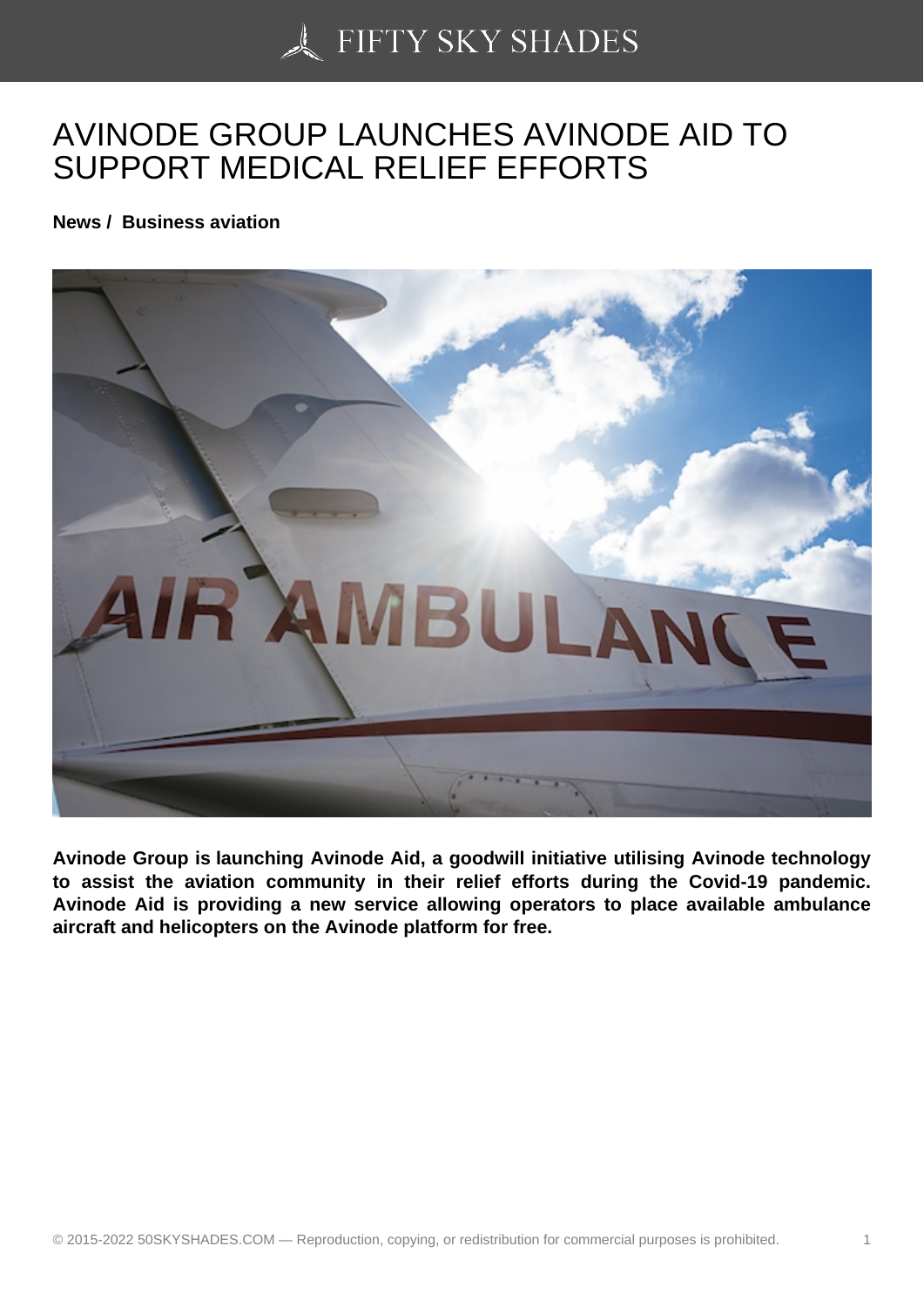# AVINODE GROUP LAUNCHES AVINODE AID TO SUPPORT MEDICAL RELIEF EFFORTS

**News / Business aviation**

**Avinode Group is launching Avinode Aid, a goodwill initiative utilising Avinode technology to assist the aviation community in their relief efforts during the Covid-19 pandemic. Avinode Aid is providing a new service allowing operators to place available ambulance aircraft and helicopters on the Avinode platform for free.**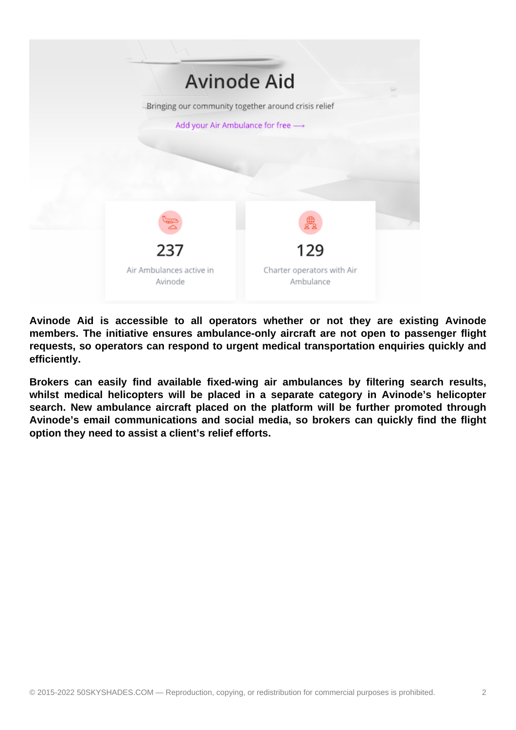# Avinode Aid

Bringing our community together around crisis relief

Add your Air Ambulance for free ⟶

**237**
Air Ambulances active in Avinode

**129**
Charter operators with Air Ambulance

**Avinode Aid is accessible to all operators whether or not they are existing Avinode members. The initiative ensures ambulance-only aircraft are not open to passenger flight requests, so operators can respond to urgent medical transportation enquiries quickly and efficiently.**

**Brokers can easily find available fixed-wing air ambulances by filtering search results, whilst medical helicopters will be placed in a separate category in Avinode's helicopter search. New ambulance aircraft placed on the platform will be further promoted through Avinode's email communications and social media, so brokers can quickly find the flight option they need to assist a client's relief efforts.**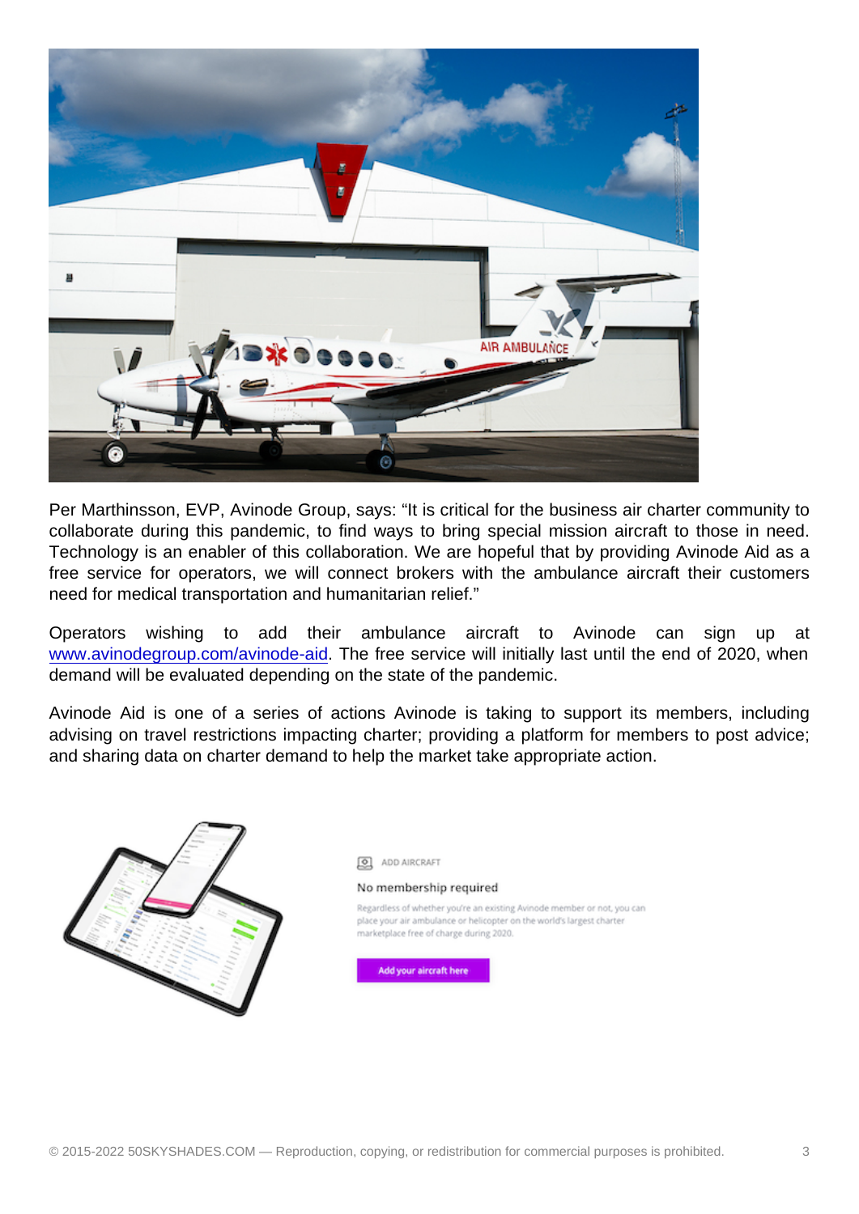Per Marthinsson, EVP, Avinode Group, says: “It is critical for the business air charter community to collaborate during this pandemic, to find ways to bring special mission aircraft to those in need. Technology is an enabler of this collaboration. We are hopeful that by providing Avinode Aid as a free service for operators, we will connect brokers with the ambulance aircraft their customers need for medical transportation and humanitarian relief.”

Operators wishing to add their ambulance aircraft to Avinode can sign up at www.avinodegroup.com/avinode-aid. The free service will initially last until the end of 2020, when demand will be evaluated depending on the state of the pandemic.

Avinode Aid is one of a series of actions Avinode is taking to support its members, including advising on travel restrictions impacting charter; providing a platform for members to post advice; and sharing data on charter demand to help the market take appropriate action.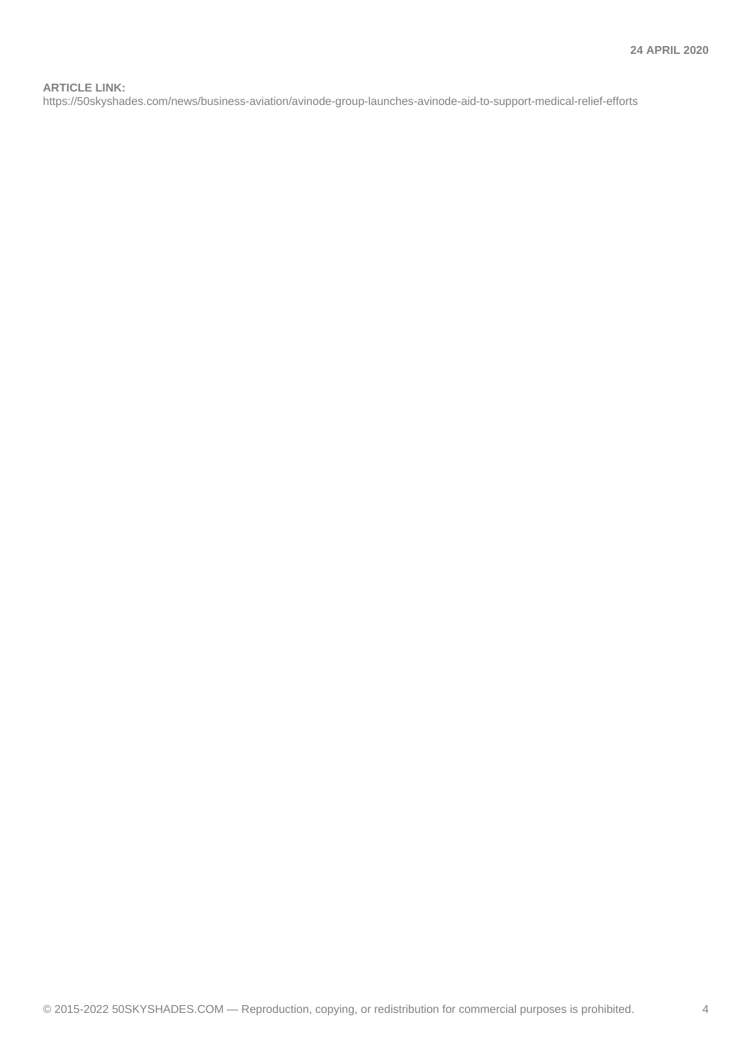**ARTICLE LINK:**
https://50skyshades.com/news/business-aviation/avinode-group-launches-avinode-aid-to-support-medical-relief-efforts